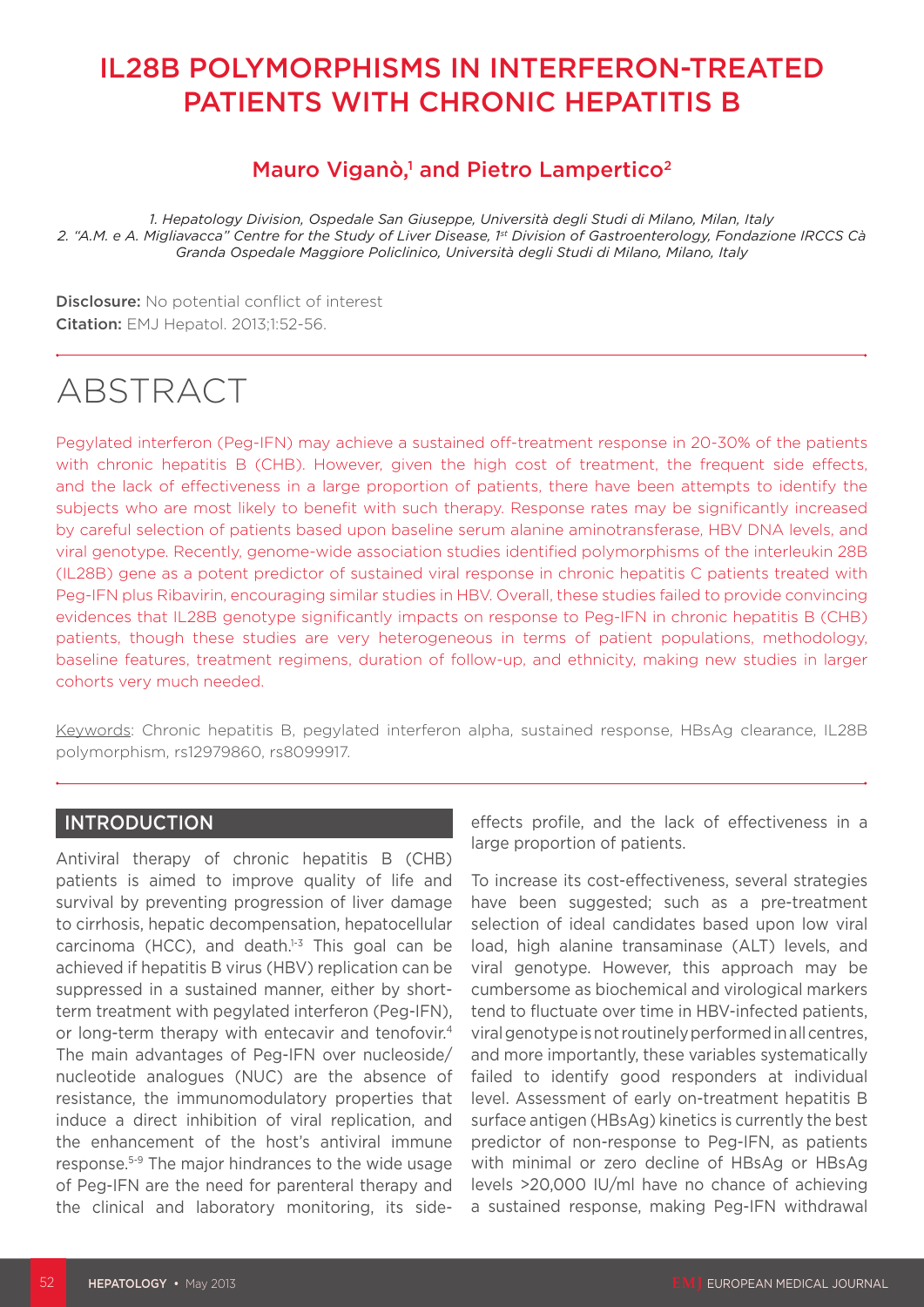# IL28B POLYMORPHISMS IN INTERFERON-TREATED PATIENTS WITH CHRONIC HEPATITIS B

## Mauro Viganò,[1] and Pietro Lampertico[2]

*1. Hepatology Division, Ospedale San Giuseppe, Università degli Studi di Milano, Milan, Italy*
*2. "A.M. e A. Migliavacca" Centre for the Study of Liver Disease, 1st Division of Gastroenterology, Fondazione IRCCS Cà Granda Ospedale Maggiore Policlinico, Università degli Studi di Milano, Milano, Italy*

**Disclosure:** No potential conflict of interest
**Citation:** EMJ Hepatol. 2013;1:52-56.

# ABSTRACT

Pegylated interferon (Peg-IFN) may achieve a sustained off-treatment response in 20-30% of the patients with chronic hepatitis B (CHB). However, given the high cost of treatment, the frequent side effects, and the lack of effectiveness in a large proportion of patients, there have been attempts to identify the subjects who are most likely to benefit with such therapy. Response rates may be significantly increased by careful selection of patients based upon baseline serum alanine aminotransferase, HBV DNA levels, and viral genotype. Recently, genome-wide association studies identified polymorphisms of the interleukin 28B (IL28B) gene as a potent predictor of sustained viral response in chronic hepatitis C patients treated with Peg-IFN plus Ribavirin, encouraging similar studies in HBV. Overall, these studies failed to provide convincing evidences that IL28B genotype significantly impacts on response to Peg-IFN in chronic hepatitis B (CHB) patients, though these studies are very heterogeneous in terms of patient populations, methodology, baseline features, treatment regimens, duration of follow-up, and ethnicity, making new studies in larger cohorts very much needed.

Keywords: Chronic hepatitis B, pegylated interferon alpha, sustained response, HBsAg clearance, IL28B polymorphism, rs12979860, rs8099917.

## INTRODUCTION

Antiviral therapy of chronic hepatitis B (CHB) patients is aimed to improve quality of life and survival by preventing progression of liver damage to cirrhosis, hepatic decompensation, hepatocellular carcinoma (HCC), and death.[1-3] This goal can be achieved if hepatitis B virus (HBV) replication can be suppressed in a sustained manner, either by short-term treatment with pegylated interferon (Peg-IFN), or long-term therapy with entecavir and tenofovir.[4] The main advantages of Peg-IFN over nucleoside/nucleotide analogues (NUC) are the absence of resistance, the immunomodulatory properties that induce a direct inhibition of viral replication, and the enhancement of the host's antiviral immune response.[5-9] The major hindrances to the wide usage of Peg-IFN are the need for parenteral therapy and the clinical and laboratory monitoring, its side-effects profile, and the lack of effectiveness in a large proportion of patients.

To increase its cost-effectiveness, several strategies have been suggested; such as a pre-treatment selection of ideal candidates based upon low viral load, high alanine transaminase (ALT) levels, and viral genotype. However, this approach may be cumbersome as biochemical and virological markers tend to fluctuate over time in HBV-infected patients, viral genotype is not routinely performed in all centres, and more importantly, these variables systematically failed to identify good responders at individual level. Assessment of early on-treatment hepatitis B surface antigen (HBsAg) kinetics is currently the best predictor of non-response to Peg-IFN, as patients with minimal or zero decline of HBsAg or HBsAg levels >20,000 IU/ml have no chance of achieving a sustained response, making Peg-IFN withdrawal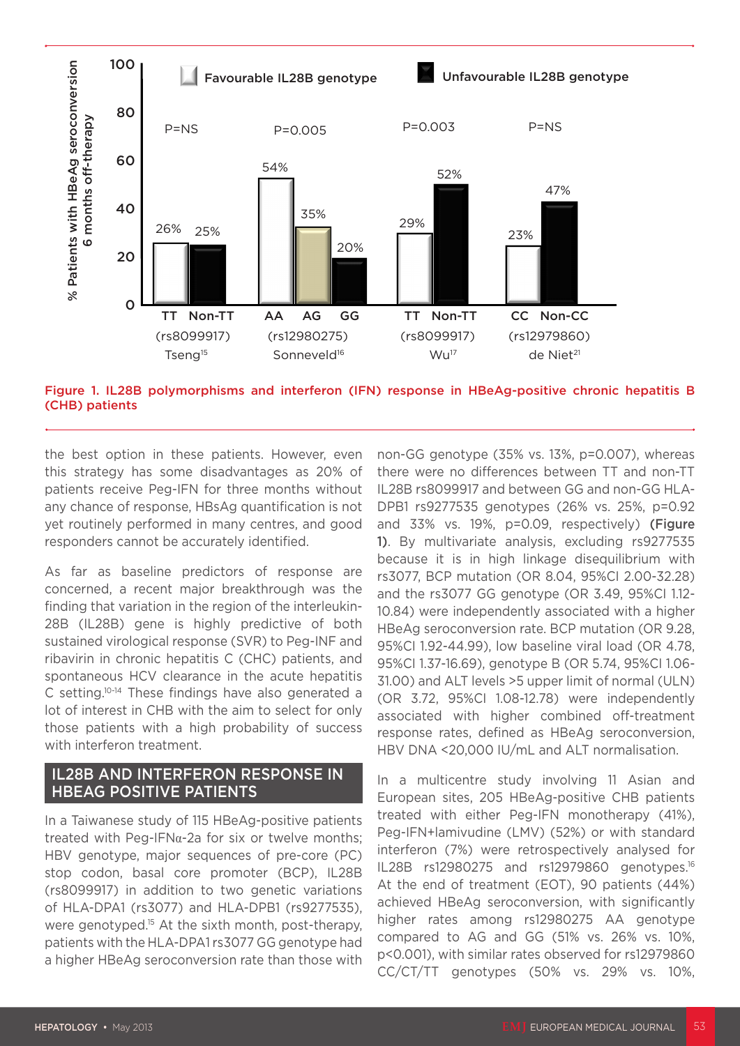Figure 1. IL28B polymorphisms and interferon (IFN) response in HBeAg-positive chronic hepatitis B (CHB) patients

the best option in these patients. However, even this strategy has some disadvantages as 20% of patients receive Peg-IFN for three months without any chance of response, HBsAg quantification is not yet routinely performed in many centres, and good responders cannot be accurately identified.

As far as baseline predictors of response are concerned, a recent major breakthrough was the finding that variation in the region of the interleukin-28B (IL28B) gene is highly predictive of both sustained virological response (SVR) to Peg-INF and ribavirin in chronic hepatitis C (CHC) patients, and spontaneous HCV clearance in the acute hepatitis C setting.[10-14] These findings have also generated a lot of interest in CHB with the aim to select for only those patients with a high probability of success with interferon treatment.

## IL28B AND INTERFERON RESPONSE IN HBEAG POSITIVE PATIENTS

In a Taiwanese study of 115 HBeAg-positive patients treated with Peg-IFNα-2a for six or twelve months; HBV genotype, major sequences of pre-core (PC) stop codon, basal core promoter (BCP), IL28B (rs8099917) in addition to two genetic variations of HLA-DPA1 (rs3077) and HLA-DPB1 (rs9277535), were genotyped.[15] At the sixth month, post-therapy, patients with the HLA-DPA1 rs3077 GG genotype had a higher HBeAg seroconversion rate than those with non-GG genotype (35% vs. 13%, p=0.007), whereas there were no differences between TT and non-TT IL28B rs8099917 and between GG and non-GG HLA-DPB1 rs9277535 genotypes (26% vs. 25%, p=0.92 and 33% vs. 19%, p=0.09, respectively) **(Figure 1)**. By multivariate analysis, excluding rs9277535 because it is in high linkage disequilibrium with rs3077, BCP mutation (OR 8.04, 95%CI 2.00-32.28) and the rs3077 GG genotype (OR 3.49, 95%CI 1.12-10.84) were independently associated with a higher HBeAg seroconversion rate. BCP mutation (OR 9.28, 95%CI 1.92-44.99), low baseline viral load (OR 4.78, 95%CI 1.37-16.69), genotype B (OR 5.74, 95%CI 1.06-31.00) and ALT levels >5 upper limit of normal (ULN) (OR 3.72, 95%CI 1.08-12.78) were independently associated with higher combined off-treatment response rates, defined as HBeAg seroconversion, HBV DNA <20,000 IU/mL and ALT normalisation.

In a multicentre study involving 11 Asian and European sites, 205 HBeAg-positive CHB patients treated with either Peg-IFN monotherapy (41%), Peg-IFN+lamivudine (LMV) (52%) or with standard interferon (7%) were retrospectively analysed for IL28B rs12980275 and rs12979860 genotypes.[16] At the end of treatment (EOT), 90 patients (44%) achieved HBeAg seroconversion, with significantly higher rates among rs12980275 AA genotype compared to AG and GG (51% vs. 26% vs. 10%, p<0.001), with similar rates observed for rs12979860 CC/CT/TT genotypes (50% vs. 29% vs. 10%,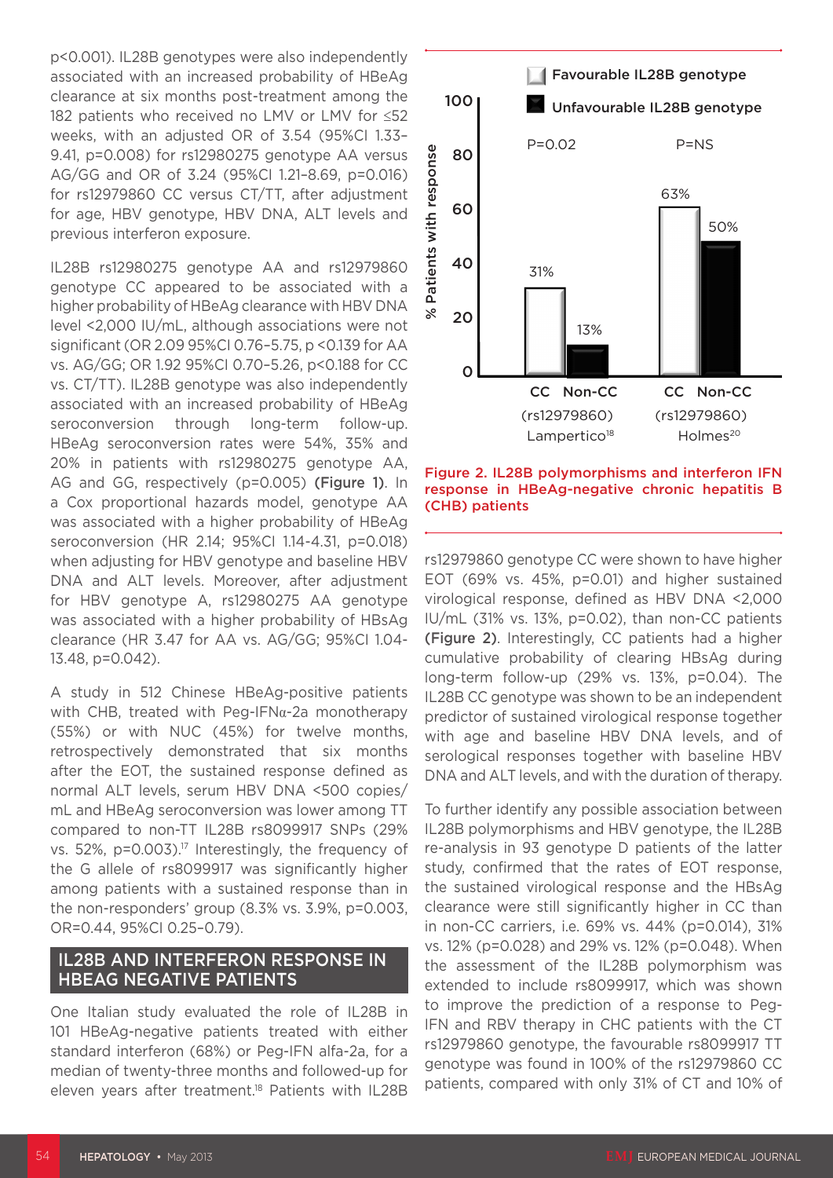p<0.001). IL28B genotypes were also independently associated with an increased probability of HBeAg clearance at six months post-treatment among the 182 patients who received no LMV or LMV for ≤52 weeks, with an adjusted OR of 3.54 (95%CI 1.33–9.41, p=0.008) for rs12980275 genotype AA versus AG/GG and OR of 3.24 (95%CI 1.21–8.69, p=0.016) for rs12979860 CC versus CT/TT, after adjustment for age, HBV genotype, HBV DNA, ALT levels and previous interferon exposure.

IL28B rs12980275 genotype AA and rs12979860 genotype CC appeared to be associated with a higher probability of HBeAg clearance with HBV DNA level <2,000 IU/mL, although associations were not significant (OR 2.09 95%CI 0.76–5.75, p <0.139 for AA vs. AG/GG; OR 1.92 95%CI 0.70–5.26, p<0.188 for CC vs. CT/TT). IL28B genotype was also independently associated with an increased probability of HBeAg seroconversion through long-term follow-up. HBeAg seroconversion rates were 54%, 35% and 20% in patients with rs12980275 genotype AA, AG and GG, respectively (p=0.005) **(Figure 1)**. In a Cox proportional hazards model, genotype AA was associated with a higher probability of HBeAg seroconversion (HR 2.14; 95%CI 1.14-4.31, p=0.018) when adjusting for HBV genotype and baseline HBV DNA and ALT levels. Moreover, after adjustment for HBV genotype A, rs12980275 AA genotype was associated with a higher probability of HBsAg clearance (HR 3.47 for AA vs. AG/GG; 95%CI 1.04-13.48, p=0.042).

A study in 512 Chinese HBeAg-positive patients with CHB, treated with Peg-IFNα-2a monotherapy (55%) or with NUC (45%) for twelve months, retrospectively demonstrated that six months after the EOT, the sustained response defined as normal ALT levels, serum HBV DNA <500 copies/mL and HBeAg seroconversion was lower among TT compared to non-TT IL28B rs8099917 SNPs (29% vs. 52%, p=0.003).[17] Interestingly, the frequency of the G allele of rs8099917 was significantly higher among patients with a sustained response than in the non-responders' group (8.3% vs. 3.9%, p=0.003, OR=0.44, 95%CI 0.25–0.79).

## IL28B AND INTERFERON RESPONSE IN HBEAG NEGATIVE PATIENTS

One Italian study evaluated the role of IL28B in 101 HBeAg-negative patients treated with either standard interferon (68%) or Peg-IFN alfa-2a, for a median of twenty-three months and followed-up for eleven years after treatment.[18] Patients with IL28B rs12979860 genotype CC were shown to have higher EOT (69% vs. 45%, p=0.01) and higher sustained virological response, defined as HBV DNA <2,000 IU/mL (31% vs. 13%, p=0.02), than non-CC patients **(Figure 2)**. Interestingly, CC patients had a higher cumulative probability of clearing HBsAg during long-term follow-up (29% vs. 13%, p=0.04). The IL28B CC genotype was shown to be an independent predictor of sustained virological response together with age and baseline HBV DNA levels, and of serological responses together with baseline HBV DNA and ALT levels, and with the duration of therapy.

Figure 2. IL28B polymorphisms and interferon IFN response in HBeAg-negative chronic hepatitis B (CHB) patients

To further identify any possible association between IL28B polymorphisms and HBV genotype, the IL28B re-analysis in 93 genotype D patients of the latter study, confirmed that the rates of EOT response, the sustained virological response and the HBsAg clearance were still significantly higher in CC than in non-CC carriers, i.e. 69% vs. 44% (p=0.014), 31% vs. 12% (p=0.028) and 29% vs. 12% (p=0.048). When the assessment of the IL28B polymorphism was extended to include rs8099917, which was shown to improve the prediction of a response to Peg-IFN and RBV therapy in CHC patients with the CT rs12979860 genotype, the favourable rs8099917 TT genotype was found in 100% of the rs12979860 CC patients, compared with only 31% of CT and 10% of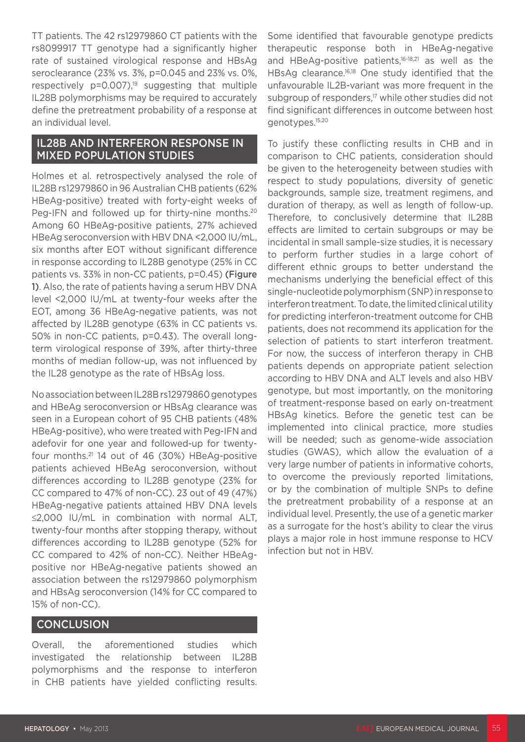TT patients. The 42 rs12979860 CT patients with the rs8099917 TT genotype had a significantly higher rate of sustained virological response and HBsAg seroclearance (23% vs. 3%, p=0.045 and 23% vs. 0%, respectively p=0.007),[19] suggesting that multiple IL28B polymorphisms may be required to accurately define the pretreatment probability of a response at an individual level.

## IL28B AND INTERFERON RESPONSE IN MIXED POPULATION STUDIES

Holmes et al. retrospectively analysed the role of IL28B rs12979860 in 96 Australian CHB patients (62% HBeAg-positive) treated with forty-eight weeks of Peg-IFN and followed up for thirty-nine months.[20] Among 60 HBeAg-positive patients, 27% achieved HBeAg seroconversion with HBV DNA <2,000 IU/mL, six months after EOT without significant difference in response according to IL28B genotype (25% in CC patients vs. 33% in non-CC patients, p=0.45) **(Figure 1)**. Also, the rate of patients having a serum HBV DNA level <2,000 IU/mL at twenty-four weeks after the EOT, among 36 HBeAg-negative patients, was not affected by IL28B genotype (63% in CC patients vs. 50% in non-CC patients, p=0.43). The overall long-term virological response of 39%, after thirty-three months of median follow-up, was not influenced by the IL28 genotype as the rate of HBsAg loss.

No association between IL28B rs12979860 genotypes and HBeAg seroconversion or HBsAg clearance was seen in a European cohort of 95 CHB patients (48% HBeAg-positive), who were treated with Peg-IFN and adefovir for one year and followed-up for twenty-four months.[21] 14 out of 46 (30%) HBeAg-positive patients achieved HBeAg seroconversion, without differences according to IL28B genotype (23% for CC compared to 47% of non-CC). 23 out of 49 (47%) HBeAg-negative patients attained HBV DNA levels ≤2,000 IU/mL in combination with normal ALT, twenty-four months after stopping therapy, without differences according to IL28B genotype (52% for CC compared to 42% of non-CC). Neither HBeAg-positive nor HBeAg-negative patients showed an association between the rs12979860 polymorphism and HBsAg seroconversion (14% for CC compared to 15% of non-CC).

## CONCLUSION

Overall, the aforementioned studies which investigated the relationship between IL28B polymorphisms and the response to interferon in CHB patients have yielded conflicting results. Some identified that favourable genotype predicts therapeutic response both in HBeAg-negative and HBeAg-positive patients,[16-18,21] as well as the HBsAg clearance.[16,18] One study identified that the unfavourable IL2B-variant was more frequent in the subgroup of responders,[17] while other studies did not find significant differences in outcome between host genotypes.[15,20]

To justify these conflicting results in CHB and in comparison to CHC patients, consideration should be given to the heterogeneity between studies with respect to study populations, diversity of genetic backgrounds, sample size, treatment regimens, and duration of therapy, as well as length of follow-up. Therefore, to conclusively determine that IL28B effects are limited to certain subgroups or may be incidental in small sample-size studies, it is necessary to perform further studies in a large cohort of different ethnic groups to better understand the mechanisms underlying the beneficial effect of this single-nucleotide polymorphism (SNP) in response to interferon treatment. To date, the limited clinical utility for predicting interferon-treatment outcome for CHB patients, does not recommend its application for the selection of patients to start interferon treatment. For now, the success of interferon therapy in CHB patients depends on appropriate patient selection according to HBV DNA and ALT levels and also HBV genotype, but most importantly, on the monitoring of treatment-response based on early on-treatment HBsAg kinetics. Before the genetic test can be implemented into clinical practice, more studies will be needed; such as genome-wide association studies (GWAS), which allow the evaluation of a very large number of patients in informative cohorts, to overcome the previously reported limitations, or by the combination of multiple SNPs to define the pretreatment probability of a response at an individual level. Presently, the use of a genetic marker as a surrogate for the host's ability to clear the virus plays a major role in host immune response to HCV infection but not in HBV.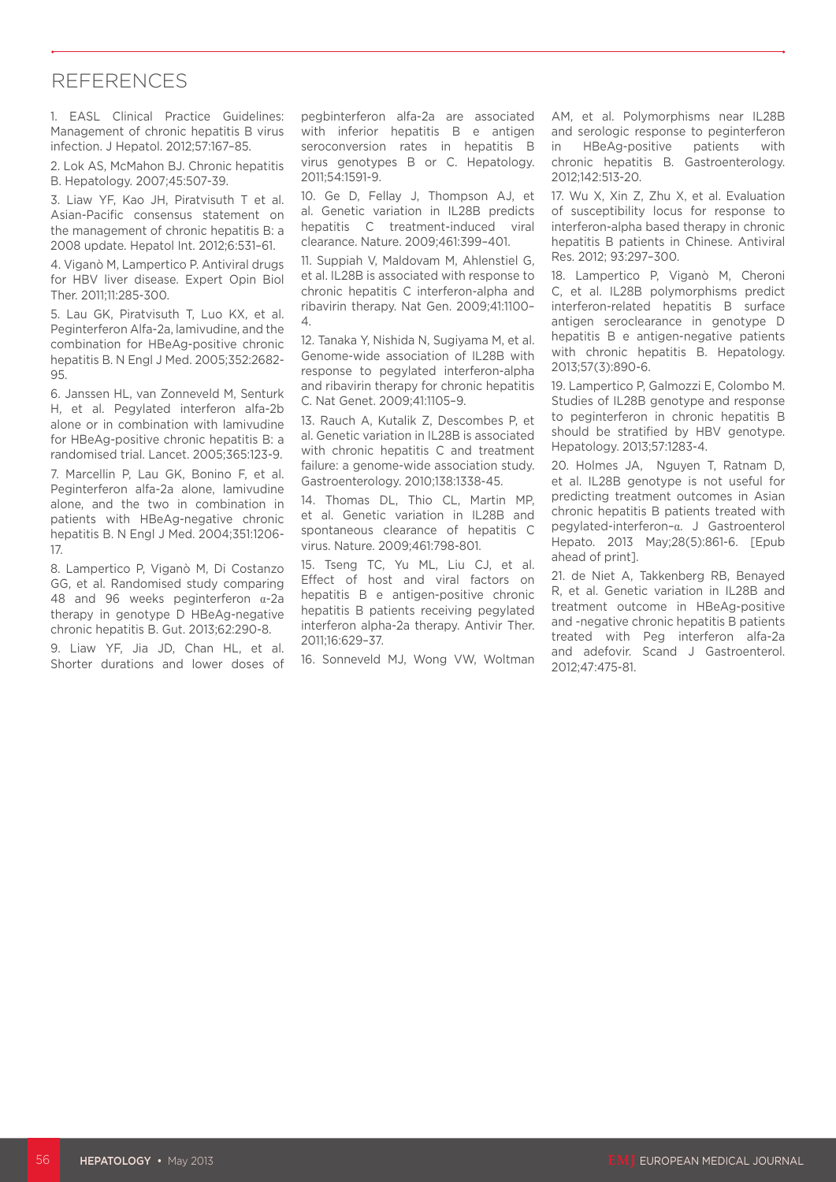# REFERENCES

1. EASL Clinical Practice Guidelines: Management of chronic hepatitis B virus infection. J Hepatol. 2012;57:167–85.

2. Lok AS, McMahon BJ. Chronic hepatitis B. Hepatology. 2007;45:507-39.

3. Liaw YF, Kao JH, Piratvisuth T et al. Asian-Pacific consensus statement on the management of chronic hepatitis B: a 2008 update. Hepatol Int. 2012;6:531–61.

4. Viganò M, Lampertico P. Antiviral drugs for HBV liver disease. Expert Opin Biol Ther. 2011;11:285-300.

5. Lau GK, Piratvisuth T, Luo KX, et al. Peginterferon Alfa-2a, lamivudine, and the combination for HBeAg-positive chronic hepatitis B. N Engl J Med. 2005;352:2682-95.

6. Janssen HL, van Zonneveld M, Senturk H, et al. Pegylated interferon alfa-2b alone or in combination with lamivudine for HBeAg-positive chronic hepatitis B: a randomised trial. Lancet. 2005;365:123-9.

7. Marcellin P, Lau GK, Bonino F, et al. Peginterferon alfa-2a alone, lamivudine alone, and the two in combination in patients with HBeAg-negative chronic hepatitis B. N Engl J Med. 2004;351:1206-17.

8. Lampertico P, Viganò M, Di Costanzo GG, et al. Randomised study comparing 48 and 96 weeks peginterferon α-2a therapy in genotype D HBeAg-negative chronic hepatitis B. Gut. 2013;62:290-8.

9. Liaw YF, Jia JD, Chan HL, et al. Shorter durations and lower doses of pegbinterferon alfa-2a are associated with inferior hepatitis B e antigen seroconversion rates in hepatitis B virus genotypes B or C. Hepatology. 2011;54:1591-9.

10. Ge D, Fellay J, Thompson AJ, et al. Genetic variation in IL28B predicts hepatitis C treatment-induced viral clearance. Nature. 2009;461:399–401.

11. Suppiah V, Maldovam M, Ahlenstiel G, et al. IL28B is associated with response to chronic hepatitis C interferon-alpha and ribavirin therapy. Nat Gen. 2009;41:1100–4.

12. Tanaka Y, Nishida N, Sugiyama M, et al. Genome-wide association of IL28B with response to pegylated interferon-alpha and ribavirin therapy for chronic hepatitis C. Nat Genet. 2009;41:1105–9.

13. Rauch A, Kutalik Z, Descombes P, et al. Genetic variation in IL28B is associated with chronic hepatitis C and treatment failure: a genome-wide association study. Gastroenterology. 2010;138:1338-45.

14. Thomas DL, Thio CL, Martin MP, et al. Genetic variation in IL28B and spontaneous clearance of hepatitis C virus. Nature. 2009;461:798-801.

15. Tseng TC, Yu ML, Liu CJ, et al. Effect of host and viral factors on hepatitis B e antigen-positive chronic hepatitis B patients receiving pegylated interferon alpha-2a therapy. Antivir Ther. 2011;16:629–37.

16. Sonneveld MJ, Wong VW, Woltman AM, et al. Polymorphisms near IL28B and serologic response to peginterferon in HBeAg-positive patients with chronic hepatitis B. Gastroenterology. 2012;142:513-20.

17. Wu X, Xin Z, Zhu X, et al. Evaluation of susceptibility locus for response to interferon-alpha based therapy in chronic hepatitis B patients in Chinese. Antiviral Res. 2012; 93:297–300.

18. Lampertico P, Viganò M, Cheroni C, et al. IL28B polymorphisms predict interferon-related hepatitis B surface antigen seroclearance in genotype D hepatitis B e antigen-negative patients with chronic hepatitis B. Hepatology. 2013;57(3):890-6.

19. Lampertico P, Galmozzi E, Colombo M. Studies of IL28B genotype and response to peginterferon in chronic hepatitis B should be stratified by HBV genotype. Hepatology. 2013;57:1283-4.

20. Holmes JA, Nguyen T, Ratnam D, et al. IL28B genotype is not useful for predicting treatment outcomes in Asian chronic hepatitis B patients treated with pegylated-interferon–α. J Gastroenterol Hepato. 2013 May;28(5):861-6. [Epub ahead of print].

21. de Niet A, Takkenberg RB, Benayed R, et al. Genetic variation in IL28B and treatment outcome in HBeAg-positive and -negative chronic hepatitis B patients treated with Peg interferon alfa-2a and adefovir. Scand J Gastroenterol. 2012;47:475-81.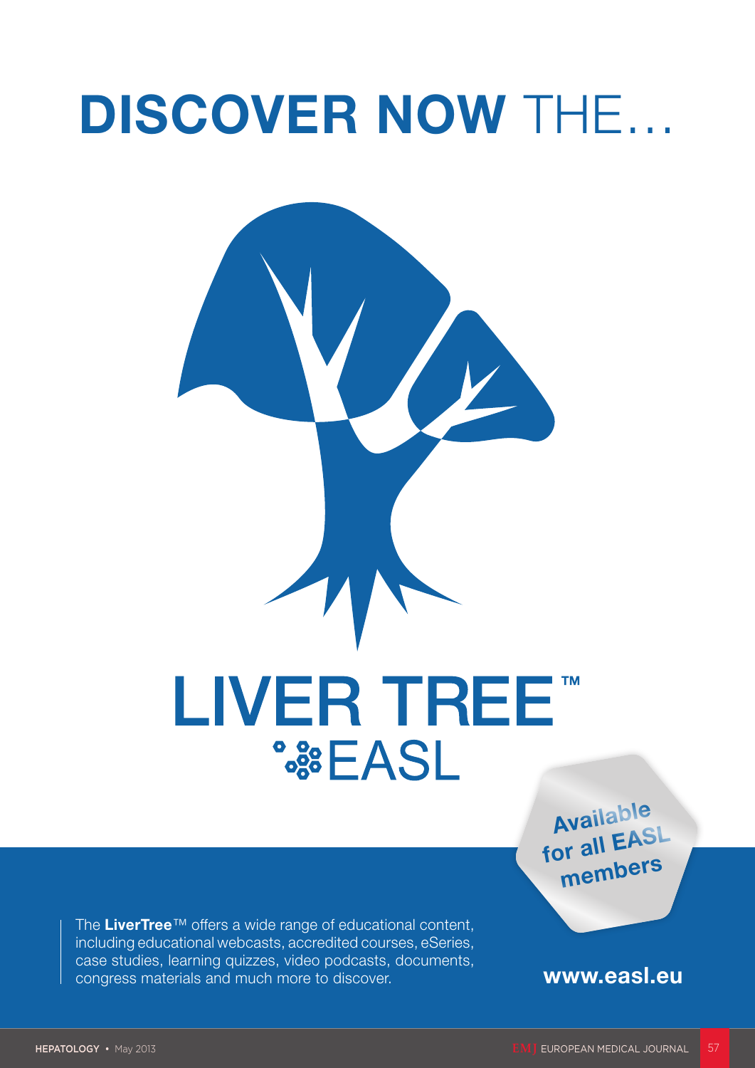# DISCOVER NOW THE...

LIVER TREE™

EASL

Available for all EASL members

The **LiverTree**™ offers a wide range of educational content, including educational webcasts, accredited courses, eSeries, case studies, learning quizzes, video podcasts, documents, congress materials and much more to discover.

**www.easl.eu**